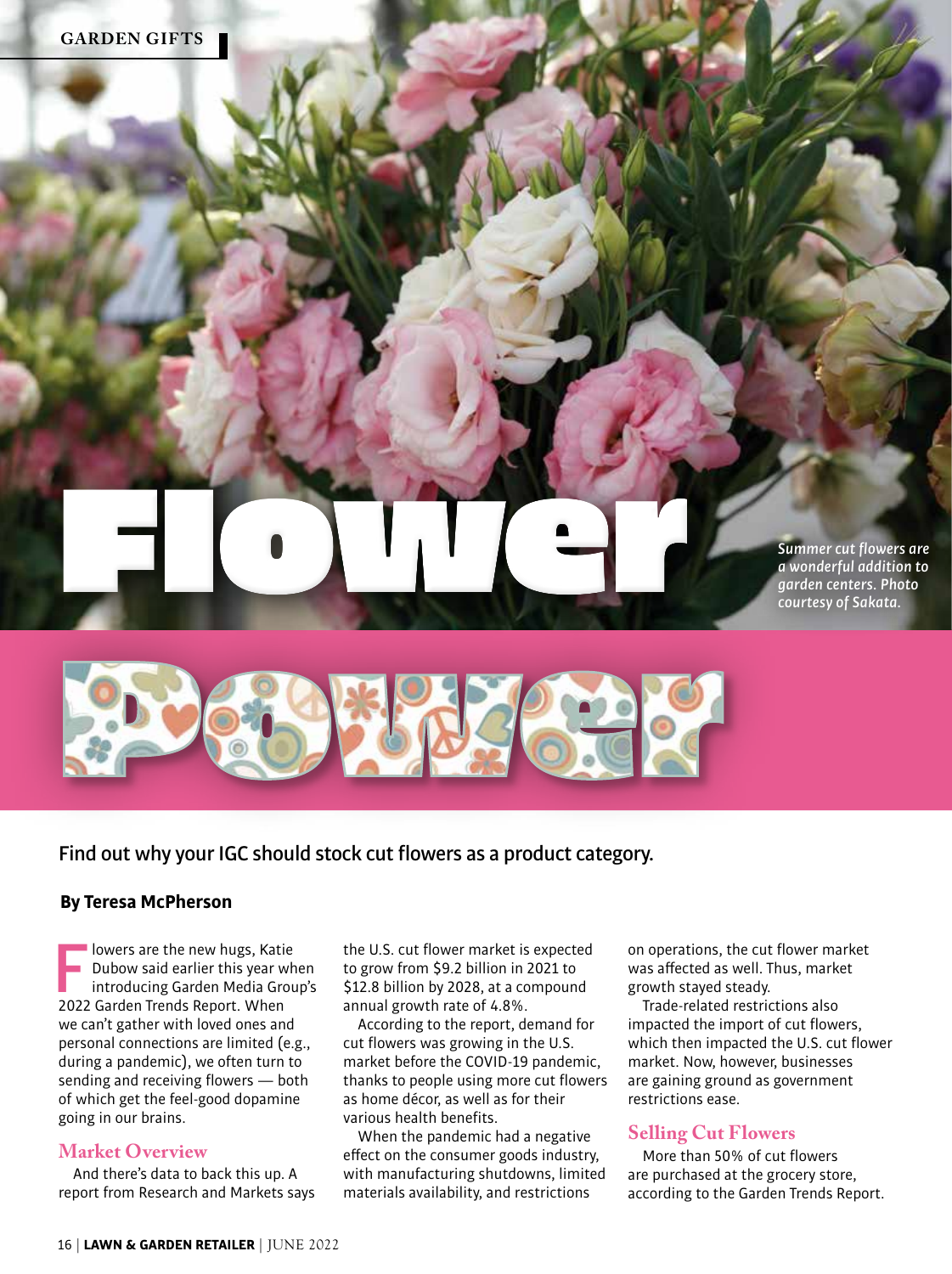# Flower Power

*Summer cut flowers are a wonderful addition to garden centers. Photo courtesy of Sakata.*

**Find out why your IGC should stock cut flowers as a product category.**

**By Teresa McPherson**

Flowers are the new hugs, Katie Dubow said earlier this year when introducing Garden Media Group's 2022 Garden Trends Report. When we can't gather with loved ones and personal connections are limited (e.g., during a pandemic), we often turn to sending and receiving flowers — both of which get the feel-good dopamine going in our brains.

## Market Overview

And there's data to back this up. A report from Research and Markets says the U.S. cut flower market is expected to grow from $9.2 billion in 2021 to $12.8 billion by 2028, at a compound annual growth rate of 4.8%.

According to the report, demand for cut flowers was growing in the U.S. market before the COVID-19 pandemic, thanks to people using more cut flowers as home décor, as well as for their various health benefits.

When the pandemic had a negative effect on the consumer goods industry, with manufacturing shutdowns, limited materials availability, and restrictions on operations, the cut flower market was affected as well. Thus, market growth stayed steady.

Trade-related restrictions also impacted the import of cut flowers, which then impacted the U.S. cut flower market. Now, however, businesses are gaining ground as government restrictions ease.

## Selling Cut Flowers

More than 50% of cut flowers are purchased at the grocery store, according to the Garden Trends Report.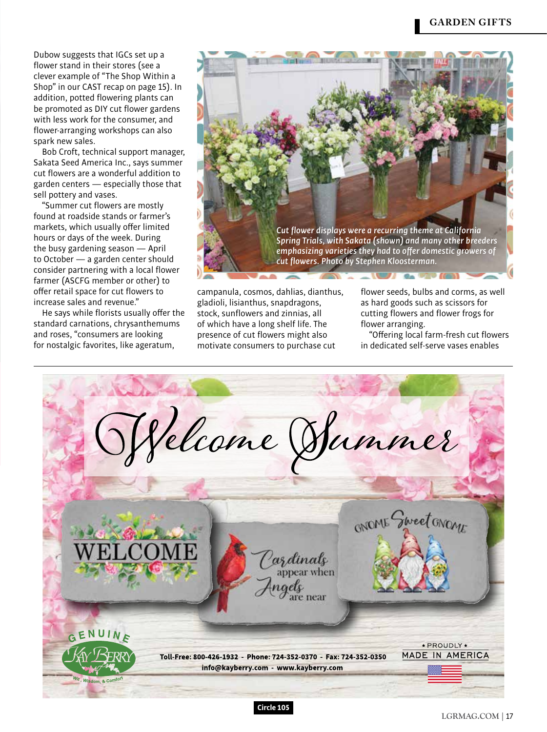Dubow suggests that IGCs set up a flower stand in their stores (see a clever example of "The Shop Within a Shop" in our CAST recap on page 15). In addition, potted flowering plants can be promoted as DIY cut flower gardens with less work for the consumer, and flower-arranging workshops can also spark new sales.

Bob Croft, technical support manager, Sakata Seed America Inc., says summer cut flowers are a wonderful addition to garden centers — especially those that sell pottery and vases.

"Summer cut flowers are mostly found at roadside stands or farmer's markets, which usually offer limited hours or days of the week. During the busy gardening season — April to October — a garden center should consider partnering with a local flower farmer (ASCFG member or other) to offer retail space for cut flowers to increase sales and revenue."

He says while florists usually offer the standard carnations, chrysanthemums and roses, "consumers are looking for nostalgic favorites, like ageratum, campanula, cosmos, dahlias, dianthus, gladioli, lisianthus, snapdragons, stock, sunflowers and zinnias, all of which have a long shelf life. The presence of cut flowers might also motivate consumers to purchase cut flower seeds, bulbs and corms, as well as hard goods such as scissors for cutting flowers and flower frogs for flower arranging.

"Offering local farm-fresh cut flowers in dedicated self-serve vases enables

*Cut flower displays were a recurring theme at California Spring Trials, with Sakata (shown) and many other breeders emphasizing varieties they had to offer domestic growers of cut flowers. Photo by Stephen Kloosterman.*

Welcome Summer

WELCOME

Cardinals appear when Angels are near

GNOME Sweet GNOME

GENUINE KAY BERRY — Wit, Wisdom, & Comfort

Toll-Free: 800-426-1932 - Phone: 724-352-0370 - Fax: 724-352-0350
info@kayberry.com - www.kayberry.com

★ PROUDLY ★ MADE IN AMERICA

Circle 105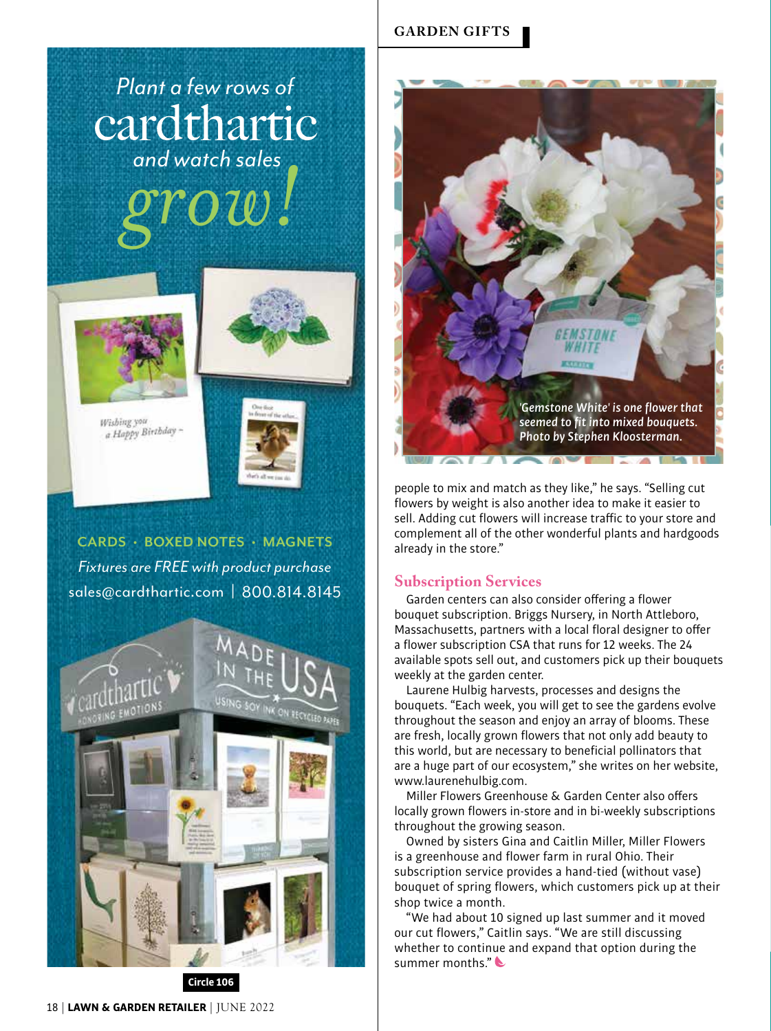Plant a few rows of
cardthartic
and watch sales
*grow!*

CARDS • BOXED NOTES • MAGNETS

*Fixtures are FREE with product purchase*

sales@cardthartic.com | 800.814.8145

Circle 106

'Gemstone White' is one flower that seemed to fit into mixed bouquets. Photo by Stephen Kloosterman.

people to mix and match as they like," he says. "Selling cut flowers by weight is also another idea to make it easier to sell. Adding cut flowers will increase traffic to your store and complement all of the other wonderful plants and hardgoods already in the store."

## Subscription Services

Garden centers can also consider offering a flower bouquet subscription. Briggs Nursery, in North Attleboro, Massachusetts, partners with a local floral designer to offer a flower subscription CSA that runs for 12 weeks. The 24 available spots sell out, and customers pick up their bouquets weekly at the garden center.

Laurene Hulbig harvests, processes and designs the bouquets. "Each week, you will get to see the gardens evolve throughout the season and enjoy an array of blooms. These are fresh, locally grown flowers that not only add beauty to this world, but are necessary to beneficial pollinators that are a huge part of our ecosystem," she writes on her website, www.laurenehulbig.com.

Miller Flowers Greenhouse & Garden Center also offers locally grown flowers in-store and in bi-weekly subscriptions throughout the growing season.

Owned by sisters Gina and Caitlin Miller, Miller Flowers is a greenhouse and flower farm in rural Ohio. Their subscription service provides a hand-tied (without vase) bouquet of spring flowers, which customers pick up at their shop twice a month.

"We had about 10 signed up last summer and it moved our cut flowers," Caitlin says. "We are still discussing whether to continue and expand that option during the summer months."